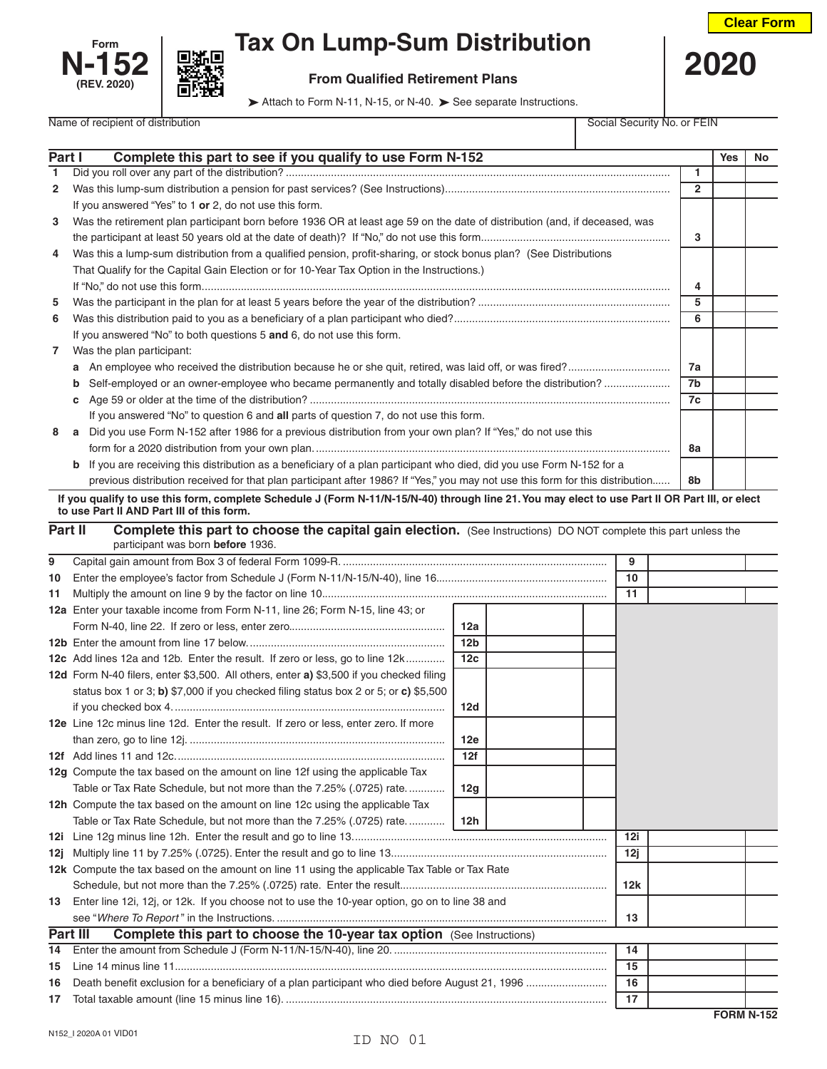Form **N-152** (REV. 2020)

# Tax On Lump-Sum Distribution

**From Qualified Retirement Plans**

**2020**

➤ Attach to Form N-11, N-15, or N-40. ➤ See separate Instructions.

| Name of recipient of distribution | Social Security No. or FEIN |
|---|---|
| | |

## Part I Complete this part to see if you qualify to use Form N-152

| | | | Yes | No |
|---|---|---|---|---|
| 1 | Did you roll over any part of the distribution? | 1 | | |
| 2 | Was this lump-sum distribution a pension for past services? (See Instructions) | 2 | | |
| | If you answered "Yes" to 1 **or** 2, do not use this form. | | | |
| 3 | Was the retirement plan participant born before 1936 OR at least age 59 on the date of distribution (and, if deceased, was the participant at least 50 years old at the date of death)? If "No," do not use this form. | 3 | | |
| 4 | Was this a lump-sum distribution from a qualified pension, profit-sharing, or stock bonus plan? (See Distributions That Qualify for the Capital Gain Election or for 10-Year Tax Option in the Instructions.) If "No," do not use this form. | 4 | | |
| 5 | Was the participant in the plan for at least 5 years before the year of the distribution? | 5 | | |
| 6 | Was this distribution paid to you as a beneficiary of a plan participant who died? | 6 | | |
| | If you answered "No" to both questions 5 **and** 6, do not use this form. | | | |
| 7 | Was the plan participant: | | | |
| | **a** An employee who received the distribution because he or she quit, retired, was laid off, or was fired? | 7a | | |
| | **b** Self-employed or an owner-employee who became permanently and totally disabled before the distribution? | 7b | | |
| | **c** Age 59 or older at the time of the distribution? | 7c | | |
| | If you answered "No" to question 6 and **all** parts of question 7, do not use this form. | | | |
| 8 | **a** Did you use Form N-152 after 1986 for a previous distribution from your own plan? If "Yes," do not use this form for a 2020 distribution from your own plan. | 8a | | |
| | **b** If you are receiving this distribution as a beneficiary of a plan participant who died, did you use Form N-152 for a previous distribution received for that plan participant after 1986? If "Yes," you may not use this form for this distribution. | 8b | | |

**If you qualify to use this form, complete Schedule J (Form N-11/N-15/N-40) through line 21. You may elect to use Part II OR Part III, or elect to use Part II AND Part III of this form.**

## Part II Complete this part to choose the capital gain election. (See Instructions) DO NOT complete this part unless the participant was born **before** 1936.

| | | | | | |
|---|---|---|---|---|---|
| 9 | Capital gain amount from Box 3 of federal Form 1099-R. | | | 9 | |
| 10 | Enter the employee's factor from Schedule J (Form N-11/N-15/N-40), line 16. | | | 10 | |
| 11 | Multiply the amount on line 9 by the factor on line 10. | | | 11 | |
| 12a | Enter your taxable income from Form N-11, line 26; Form N-15, line 43; or Form N-40, line 22. If zero or less, enter zero. | 12a | | | |
| 12b | Enter the amount from line 17 below. | 12b | | | |
| 12c | Add lines 12a and 12b. Enter the result. If zero or less, go to line 12k | 12c | | | |
| 12d | Form N-40 filers, enter $3,500. All others, enter **a)** $3,500 if you checked filing status box 1 or 3; **b)** $7,000 if you checked filing status box 2 or 5; or **c)** $5,500 if you checked box 4. | 12d | | | |
| 12e | Line 12c minus line 12d. Enter the result. If zero or less, enter zero. If more than zero, go to line 12j. | 12e | | | |
| 12f | Add lines 11 and 12c. | 12f | | | |
| 12g | Compute the tax based on the amount on line 12f using the applicable Tax Table or Tax Rate Schedule, but not more than the 7.25% (.0725) rate. | 12g | | | |
| 12h | Compute the tax based on the amount on line 12c using the applicable Tax Table or Tax Rate Schedule, but not more than the 7.25% (.0725) rate. | 12h | | | |
| 12i | Line 12g minus line 12h. Enter the result and go to line 13. | | | 12i | |
| 12j | Multiply line 11 by 7.25% (.0725). Enter the result and go to line 13. | | | 12j | |
| 12k | Compute the tax based on the amount on line 11 using the applicable Tax Table or Tax Rate Schedule, but not more than the 7.25% (.0725) rate. Enter the result. | | | 12k | |
| 13 | Enter line 12i, 12j, or 12k. If you choose not to use the 10-year option, go on to line 38 and see "*Where To Report*" in the Instructions. | | | 13 | |

## Part III Complete this part to choose the 10-year tax option (See Instructions)

| | | | |
|---|---|---|---|
| 14 | Enter the amount from Schedule J (Form N-11/N-15/N-40), line 20. | 14 | |
| 15 | Line 14 minus line 11 | 15 | |
| 16 | Death benefit exclusion for a beneficiary of a plan participant who died before August 21, 1996 | 16 | |
| 17 | Total taxable amount (line 15 minus line 16). | 17 | |

**FORM N-152**

N152_I 2020A 01 VID01

ID NO 01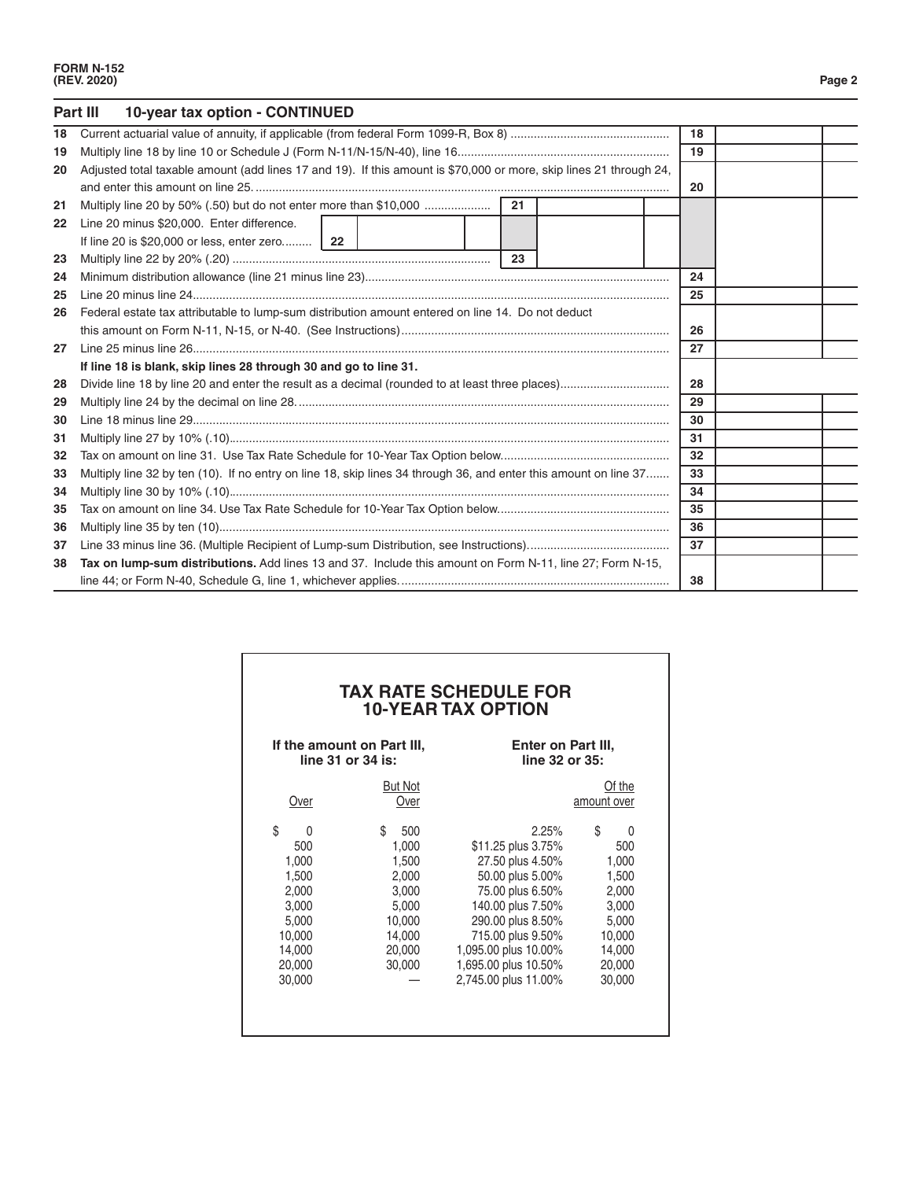## Part III 10-year tax option - CONTINUED

| | | | |
|---|---|---|---|
| 18 | Current actuarial value of annuity, if applicable (from federal Form 1099-R, Box 8) | 18 | |
| 19 | Multiply line 18 by line 10 or Schedule J (Form N-11/N-15/N-40), line 16 | 19 | |
| 20 | Adjusted total taxable amount (add lines 17 and 19). If this amount is $70,000 or more, skip lines 21 through 24, and enter this amount on line 25. | 20 | |
| 21 | Multiply line 20 by 50% (.50) but do not enter more than $10,000 ..... 21 | | |
| 22 | Line 20 minus $20,000. Enter difference. If line 20 is $20,000 or less, enter zero ..... 22 | | |
| 23 | Multiply line 22 by 20% (.20) ..... 23 | | |
| 24 | Minimum distribution allowance (line 21 minus line 23) | 24 | |
| 25 | Line 20 minus line 24 | 25 | |
| 26 | Federal estate tax attributable to lump-sum distribution amount entered on line 14. Do not deduct this amount on Form N-11, N-15, or N-40. (See Instructions) | 26 | |
| 27 | Line 25 minus line 26 | 27 | |
| | **If line 18 is blank, skip lines 28 through 30 and go to line 31.** | | |
| 28 | Divide line 18 by line 20 and enter the result as a decimal (rounded to at least three places) | 28 | |
| 29 | Multiply line 24 by the decimal on line 28 | 29 | |
| 30 | Line 18 minus line 29 | 30 | |
| 31 | Multiply line 27 by 10% (.10) | 31 | |
| 32 | Tax on amount on line 31. Use Tax Rate Schedule for 10-Year Tax Option below | 32 | |
| 33 | Multiply line 32 by ten (10). If no entry on line 18, skip lines 34 through 36, and enter this amount on line 37 | 33 | |
| 34 | Multiply line 30 by 10% (.10) | 34 | |
| 35 | Tax on amount on line 34. Use Tax Rate Schedule for 10-Year Tax Option below | 35 | |
| 36 | Multiply line 35 by ten (10) | 36 | |
| 37 | Line 33 minus line 36. (Multiple Recipient of Lump-sum Distribution, see Instructions) | 37 | |
| 38 | **Tax on lump-sum distributions.** Add lines 13 and 37. Include this amount on Form N-11, line 27; Form N-15, line 44; or Form N-40, Schedule G, line 1, whichever applies. | 38 | |

## TAX RATE SCHEDULE FOR 10-YEAR TAX OPTION

| If the amount on Part III, line 31 or 34 is: | | Enter on Part III, line 32 or 35: | |
|---|---|---|---|
| Over | But Not Over | | Of the amount over |
| $ 0 | $ 500 | 2.25% | $ 0 |
| 500 | 1,000 | $11.25 plus 3.75% | 500 |
| 1,000 | 1,500 | 27.50 plus 4.50% | 1,000 |
| 1,500 | 2,000 | 50.00 plus 5.00% | 1,500 |
| 2,000 | 3,000 | 75.00 plus 6.50% | 2,000 |
| 3,000 | 5,000 | 140.00 plus 7.50% | 3,000 |
| 5,000 | 10,000 | 290.00 plus 8.50% | 5,000 |
| 10,000 | 14,000 | 715.00 plus 9.50% | 10,000 |
| 14,000 | 20,000 | 1,095.00 plus 10.00% | 14,000 |
| 20,000 | 30,000 | 1,695.00 plus 10.50% | 20,000 |
| 30,000 | — | 2,745.00 plus 11.00% | 30,000 |